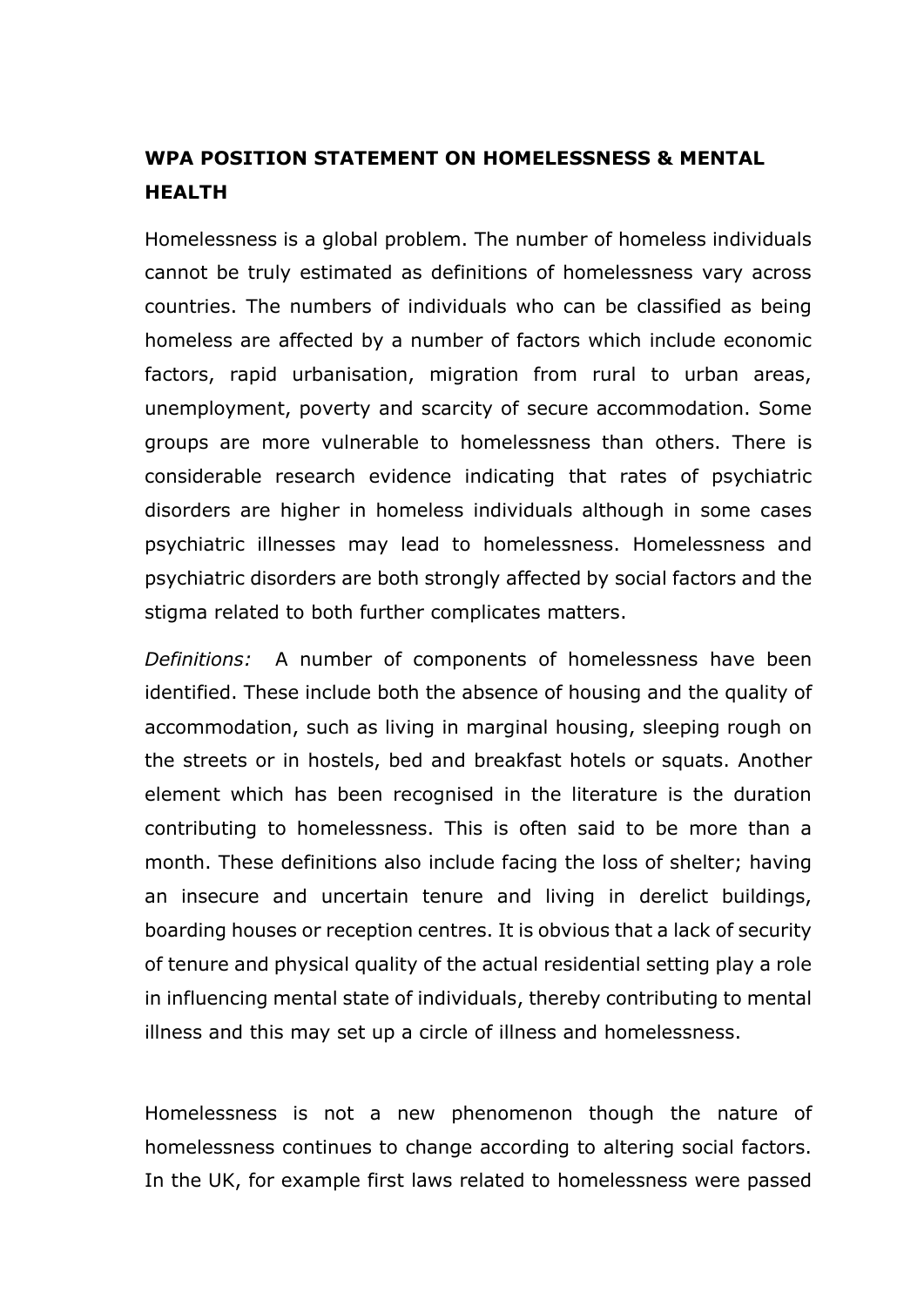## WPA POSITION STATEMENT ON HOMELESSNESS & MENTAL HEALTH

Homelessness is a global problem. The number of homeless individuals cannot be truly estimated as definitions of homelessness vary across countries. The numbers of individuals who can be classified as being homeless are affected by a number of factors which include economic factors, rapid urbanisation, migration from rural to urban areas, unemployment, poverty and scarcity of secure accommodation. Some groups are more vulnerable to homelessness than others. There is considerable research evidence indicating that rates of psychiatric disorders are higher in homeless individuals although in some cases psychiatric illnesses may lead to homelessness. Homelessness and psychiatric disorders are both strongly affected by social factors and the stigma related to both further complicates matters.

*Definitions:* A number of components of homelessness have been identified. These include both the absence of housing and the quality of accommodation, such as living in marginal housing, sleeping rough on the streets or in hostels, bed and breakfast hotels or squats. Another element which has been recognised in the literature is the duration contributing to homelessness. This is often said to be more than a month. These definitions also include facing the loss of shelter; having an insecure and uncertain tenure and living in derelict buildings, boarding houses or reception centres. It is obvious that a lack of security of tenure and physical quality of the actual residential setting play a role in influencing mental state of individuals, thereby contributing to mental illness and this may set up a circle of illness and homelessness.

Homelessness is not a new phenomenon though the nature of homelessness continues to change according to altering social factors. In the UK, for example first laws related to homelessness were passed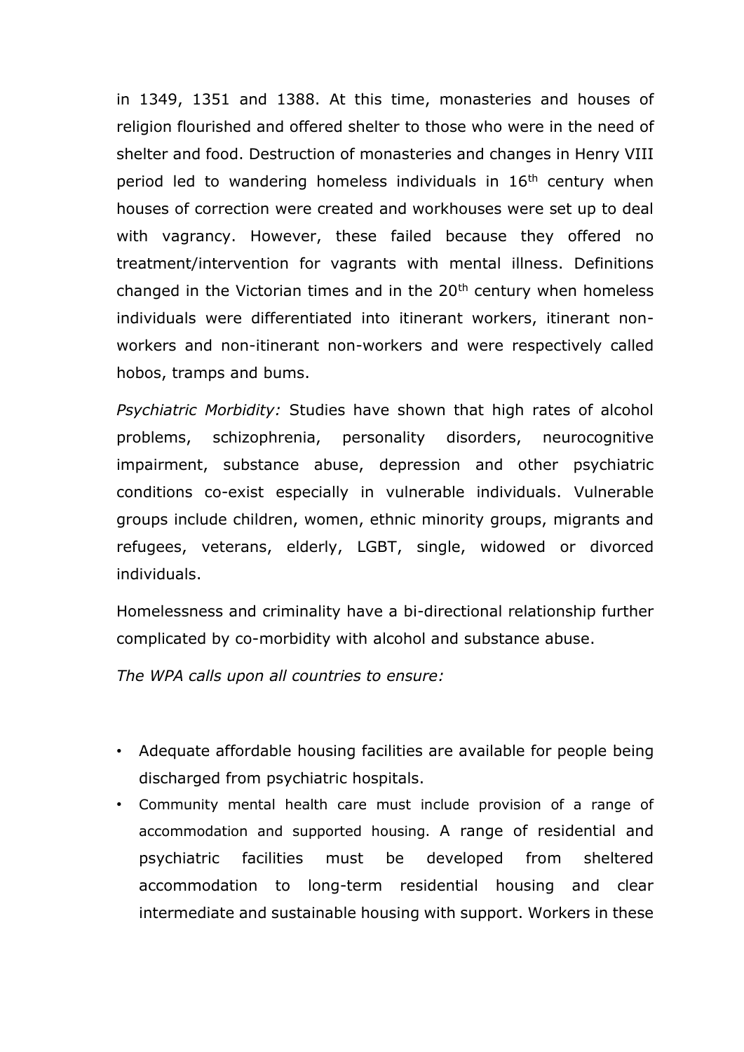in 1349, 1351 and 1388. At this time, monasteries and houses of religion flourished and offered shelter to those who were in the need of shelter and food. Destruction of monasteries and changes in Henry VIII period led to wandering homeless individuals in 16th century when houses of correction were created and workhouses were set up to deal with vagrancy. However, these failed because they offered no treatment/intervention for vagrants with mental illness. Definitions changed in the Victorian times and in the 20th century when homeless individuals were differentiated into itinerant workers, itinerant non-workers and non-itinerant non-workers and were respectively called hobos, tramps and bums.

*Psychiatric Morbidity:* Studies have shown that high rates of alcohol problems, schizophrenia, personality disorders, neurocognitive impairment, substance abuse, depression and other psychiatric conditions co-exist especially in vulnerable individuals. Vulnerable groups include children, women, ethnic minority groups, migrants and refugees, veterans, elderly, LGBT, single, widowed or divorced individuals.

Homelessness and criminality have a bi-directional relationship further complicated by co-morbidity with alcohol and substance abuse.

*The WPA calls upon all countries to ensure:*

- Adequate affordable housing facilities are available for people being discharged from psychiatric hospitals.
- Community mental health care must include provision of a range of accommodation and supported housing. A range of residential and psychiatric facilities must be developed from sheltered accommodation to long-term residential housing and clear intermediate and sustainable housing with support. Workers in these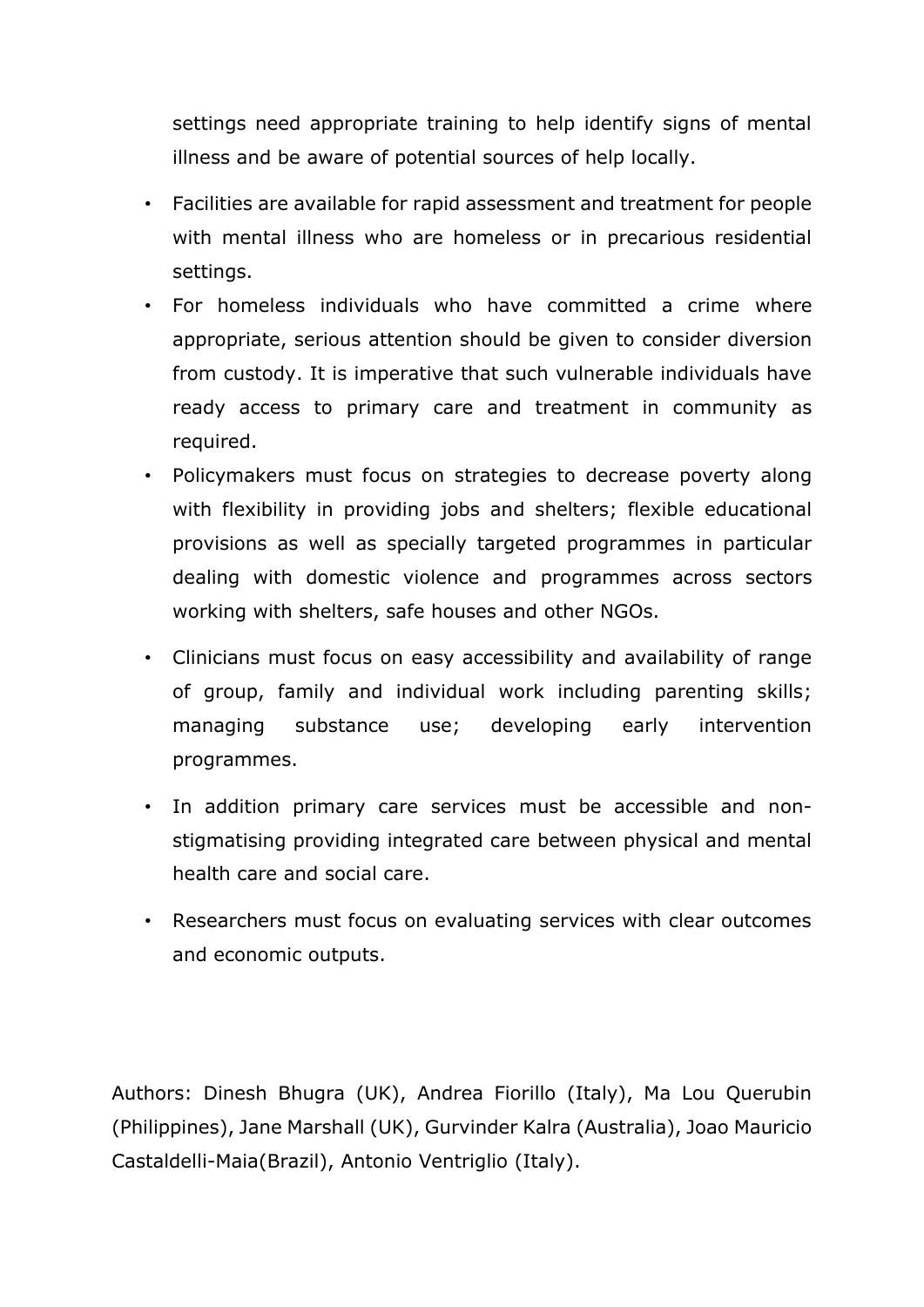settings need appropriate training to help identify signs of mental illness and be aware of potential sources of help locally.

- Facilities are available for rapid assessment and treatment for people with mental illness who are homeless or in precarious residential settings.
- For homeless individuals who have committed a crime where appropriate, serious attention should be given to consider diversion from custody. It is imperative that such vulnerable individuals have ready access to primary care and treatment in community as required.
- Policymakers must focus on strategies to decrease poverty along with flexibility in providing jobs and shelters; flexible educational provisions as well as specially targeted programmes in particular dealing with domestic violence and programmes across sectors working with shelters, safe houses and other NGOs.
- Clinicians must focus on easy accessibility and availability of range of group, family and individual work including parenting skills; managing substance use; developing early intervention programmes.
- In addition primary care services must be accessible and non-stigmatising providing integrated care between physical and mental health care and social care.
- Researchers must focus on evaluating services with clear outcomes and economic outputs.

Authors: Dinesh Bhugra (UK), Andrea Fiorillo (Italy), Ma Lou Querubin (Philippines), Jane Marshall (UK), Gurvinder Kalra (Australia), Joao Mauricio Castaldelli-Maia(Brazil), Antonio Ventriglio (Italy).